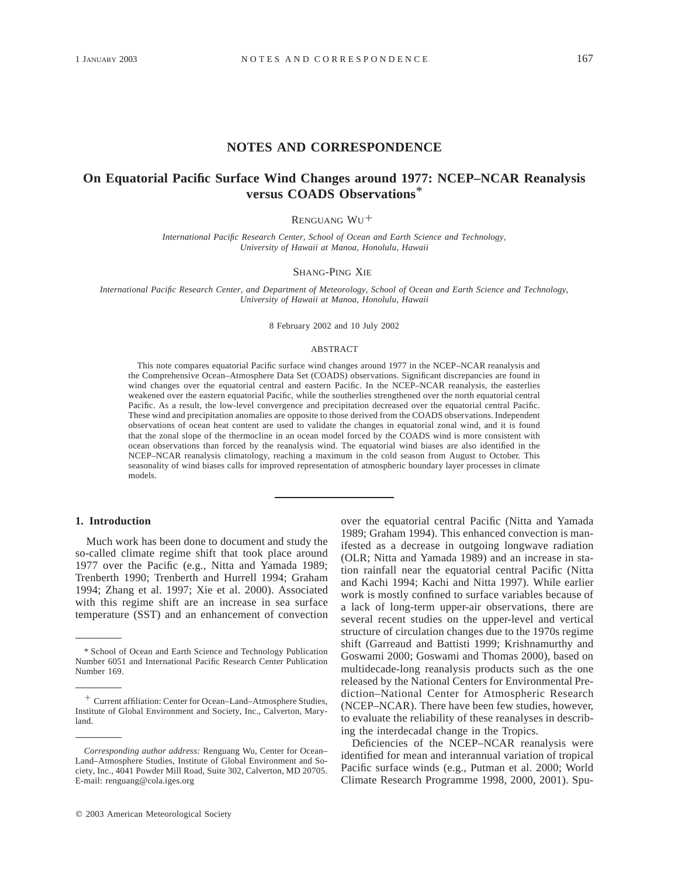## NOTES AND CORRESPONDENCE

# On Equatorial Pacific Surface Wind Changes around 1977: NCEP–NCAR Reanalysis versus COADS Observations*

RENGUANG WU+

*International Pacific Research Center, School of Ocean and Earth Science and Technology, University of Hawaii at Manoa, Honolulu, Hawaii*

SHANG-PING XIE

*International Pacific Research Center, and Department of Meteorology, School of Ocean and Earth Science and Technology, University of Hawaii at Manoa, Honolulu, Hawaii*

8 February 2002 and 10 July 2002

### ABSTRACT

This note compares equatorial Pacific surface wind changes around 1977 in the NCEP–NCAR reanalysis and the Comprehensive Ocean–Atmosphere Data Set (COADS) observations. Significant discrepancies are found in wind changes over the equatorial central and eastern Pacific. In the NCEP–NCAR reanalysis, the easterlies weakened over the eastern equatorial Pacific, while the southerlies strengthened over the north equatorial central Pacific. As a result, the low-level convergence and precipitation decreased over the equatorial central Pacific. These wind and precipitation anomalies are opposite to those derived from the COADS observations. Independent observations of ocean heat content are used to validate the changes in equatorial zonal wind, and it is found that the zonal slope of the thermocline in an ocean model forced by the COADS wind is more consistent with ocean observations than forced by the reanalysis wind. The equatorial wind biases are also identified in the NCEP–NCAR reanalysis climatology, reaching a maximum in the cold season from August to October. This seasonality of wind biases calls for improved representation of atmospheric boundary layer processes in climate models.

## 1. Introduction

Much work has been done to document and study the so-called climate regime shift that took place around 1977 over the Pacific (e.g., Nitta and Yamada 1989; Trenberth 1990; Trenberth and Hurrell 1994; Graham 1994; Zhang et al. 1997; Xie et al. 2000). Associated with this regime shift are an increase in sea surface temperature (SST) and an enhancement of convection over the equatorial central Pacific (Nitta and Yamada 1989; Graham 1994). This enhanced convection is manifested as a decrease in outgoing longwave radiation (OLR; Nitta and Yamada 1989) and an increase in station rainfall near the equatorial central Pacific (Nitta and Kachi 1994; Kachi and Nitta 1997). While earlier work is mostly confined to surface variables because of a lack of long-term upper-air observations, there are several recent studies on the upper-level and vertical structure of circulation changes due to the 1970s regime shift (Garreaud and Battisti 1999; Krishnamurthy and Goswami 2000; Goswami and Thomas 2000), based on multidecade-long reanalysis products such as the one released by the National Centers for Environmental Prediction–National Center for Atmospheric Research (NCEP–NCAR). There have been few studies, however, to evaluate the reliability of these reanalyses in describing the interdecadal change in the Tropics.

Deficiencies of the NCEP–NCAR reanalysis were identified for mean and interannual variation of tropical Pacific surface winds (e.g., Putman et al. 2000; World Climate Research Programme 1998, 2000, 2001). Spu-

---

\* School of Ocean and Earth Science and Technology Publication Number 6051 and International Pacific Research Center Publication Number 169.

+ Current affiliation: Center for Ocean–Land–Atmosphere Studies, Institute of Global Environment and Society, Inc., Calverton, Maryland.

*Corresponding author address:* Renguang Wu, Center for Ocean–Land–Atmosphere Studies, Institute of Global Environment and Society, Inc., 4041 Powder Mill Road, Suite 302, Calverton, MD 20705. E-mail: renguang@cola.iges.org

© 2003 American Meteorological Society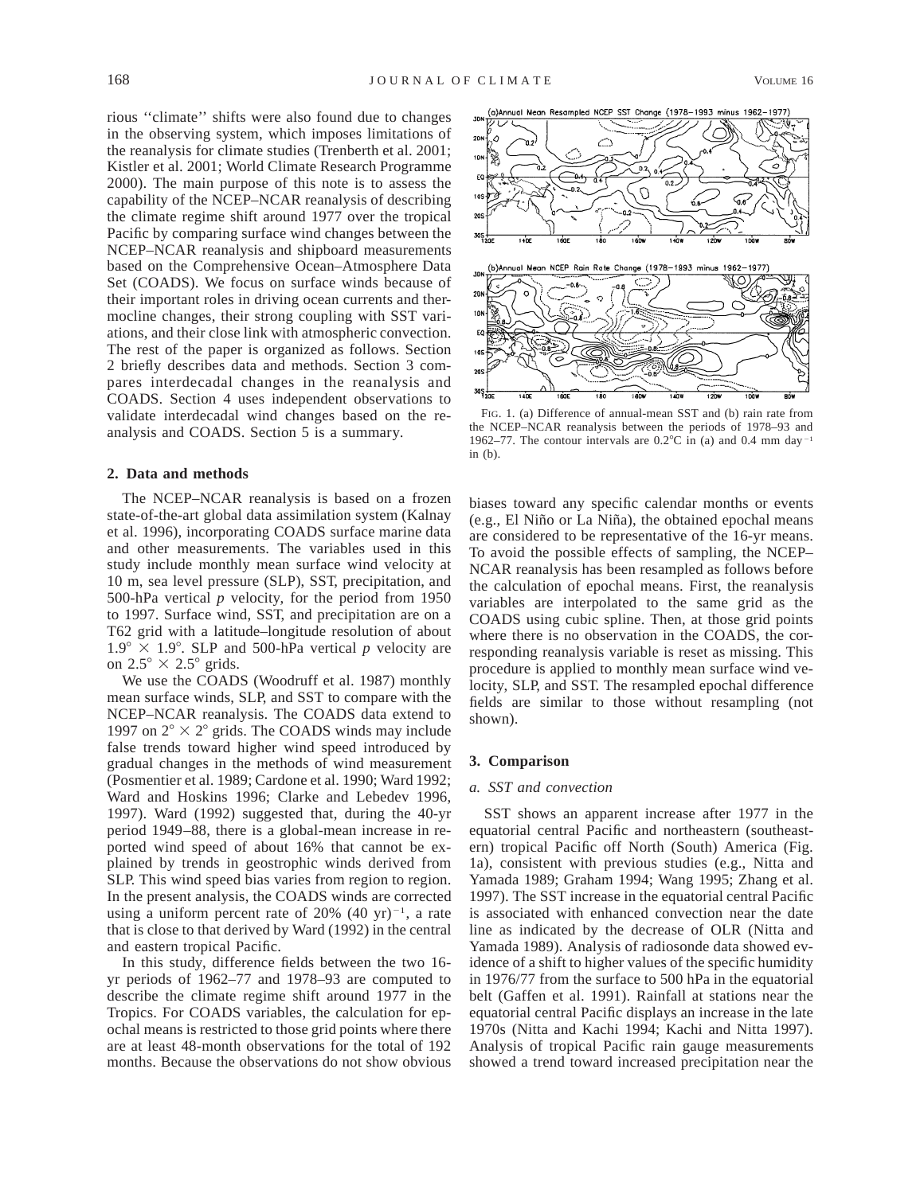rious ''climate'' shifts were also found due to changes in the observing system, which imposes limitations of the reanalysis for climate studies (Trenberth et al. 2001; Kistler et al. 2001; World Climate Research Programme 2000). The main purpose of this note is to assess the capability of the NCEP–NCAR reanalysis of describing the climate regime shift around 1977 over the tropical Pacific by comparing surface wind changes between the NCEP–NCAR reanalysis and shipboard measurements based on the Comprehensive Ocean–Atmosphere Data Set (COADS). We focus on surface winds because of their important roles in driving ocean currents and thermocline changes, their strong coupling with SST variations, and their close link with atmospheric convection. The rest of the paper is organized as follows. Section 2 briefly describes data and methods. Section 3 compares interdecadal changes in the reanalysis and COADS. Section 4 uses independent observations to validate interdecadal wind changes based on the reanalysis and COADS. Section 5 is a summary.

## 2. Data and methods

The NCEP–NCAR reanalysis is based on a frozen state-of-the-art global data assimilation system (Kalnay et al. 1996), incorporating COADS surface marine data and other measurements. The variables used in this study include monthly mean surface wind velocity at 10 m, sea level pressure (SLP), SST, precipitation, and 500-hPa vertical $p$ velocity, for the period from 1950 to 1997. Surface wind, SST, and precipitation are on a T62 grid with a latitude–longitude resolution of about $1.9° \times 1.9°$. SLP and 500-hPa vertical $p$ velocity are on $2.5° \times 2.5°$ grids.

We use the COADS (Woodruff et al. 1987) monthly mean surface winds, SLP, and SST to compare with the NCEP–NCAR reanalysis. The COADS data extend to 1997 on $2° \times 2°$ grids. The COADS winds may include false trends toward higher wind speed introduced by gradual changes in the methods of wind measurement (Posmentier et al. 1989; Cardone et al. 1990; Ward 1992; Ward and Hoskins 1996; Clarke and Lebedev 1996, 1997). Ward (1992) suggested that, during the 40-yr period 1949–88, there is a global-mean increase in reported wind speed of about 16% that cannot be explained by trends in geostrophic winds derived from SLP. This wind speed bias varies from region to region. In the present analysis, the COADS winds are corrected using a uniform percent rate of 20% (40 yr)$^{-1}$, a rate that is close to that derived by Ward (1992) in the central and eastern tropical Pacific.

In this study, difference fields between the two 16-yr periods of 1962–77 and 1978–93 are computed to describe the climate regime shift around 1977 in the Tropics. For COADS variables, the calculation for epochal means is restricted to those grid points where there are at least 48-month observations for the total of 192 months. Because the observations do not show obvious biases toward any specific calendar months or events (e.g., El Niño or La Niña), the obtained epochal means are considered to be representative of the 16-yr means. To avoid the possible effects of sampling, the NCEP–NCAR reanalysis has been resampled as follows before the calculation of epochal means. First, the reanalysis variables are interpolated to the same grid as the COADS using cubic spline. Then, at those grid points where there is no observation in the COADS, the corresponding reanalysis variable is reset as missing. This procedure is applied to monthly mean surface wind velocity, SLP, and SST. The resampled epochal difference fields are similar to those without resampling (not shown).

FIG. 1. (a) Difference of annual-mean SST and (b) rain rate from the NCEP–NCAR reanalysis between the periods of 1978–93 and 1962–77. The contour intervals are 0.2°C in (a) and 0.4 mm day$^{-1}$ in (b).

## 3. Comparison

### *a. SST and convection*

SST shows an apparent increase after 1977 in the equatorial central Pacific and northeastern (southeastern) tropical Pacific off North (South) America (Fig. 1a), consistent with previous studies (e.g., Nitta and Yamada 1989; Graham 1994; Wang 1995; Zhang et al. 1997). The SST increase in the equatorial central Pacific is associated with enhanced convection near the date line as indicated by the decrease of OLR (Nitta and Yamada 1989). Analysis of radiosonde data showed evidence of a shift to higher values of the specific humidity in 1976/77 from the surface to 500 hPa in the equatorial belt (Gaffen et al. 1991). Rainfall at stations near the equatorial central Pacific displays an increase in the late 1970s (Nitta and Kachi 1994; Kachi and Nitta 1997). Analysis of tropical Pacific rain gauge measurements showed a trend toward increased precipitation near the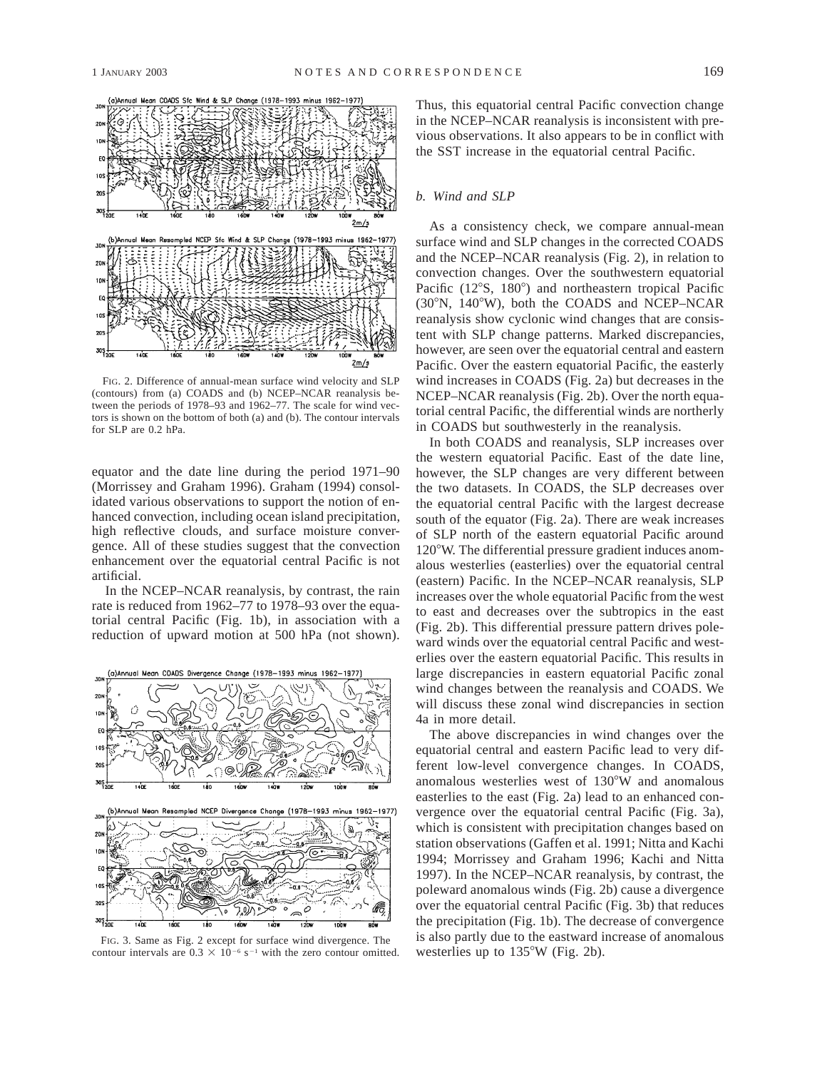FIG. 2. Difference of annual-mean surface wind velocity and SLP (contours) from (a) COADS and (b) NCEP–NCAR reanalysis between the periods of 1978–93 and 1962–77. The scale for wind vectors is shown on the bottom of both (a) and (b). The contour intervals for SLP are 0.2 hPa.

equator and the date line during the period 1971–90 (Morrissey and Graham 1996). Graham (1994) consolidated various observations to support the notion of enhanced convection, including ocean island precipitation, high reflective clouds, and surface moisture convergence. All of these studies suggest that the convection enhancement over the equatorial central Pacific is not artificial.

In the NCEP–NCAR reanalysis, by contrast, the rain rate is reduced from 1962–77 to 1978–93 over the equatorial central Pacific (Fig. 1b), in association with a reduction of upward motion at 500 hPa (not shown).

FIG. 3. Same as Fig. 2 except for surface wind divergence. The contour intervals are $0.3 \times 10^{-6}$ s$^{-1}$ with the zero contour omitted.

Thus, this equatorial central Pacific convection change in the NCEP–NCAR reanalysis is inconsistent with previous observations. It also appears to be in conflict with the SST increase in the equatorial central Pacific.

### *b. Wind and SLP*

As a consistency check, we compare annual-mean surface wind and SLP changes in the corrected COADS and the NCEP–NCAR reanalysis (Fig. 2), in relation to convection changes. Over the southwestern equatorial Pacific (12°S, 180°) and northeastern tropical Pacific (30°N, 140°W), both the COADS and NCEP–NCAR reanalysis show cyclonic wind changes that are consistent with SLP change patterns. Marked discrepancies, however, are seen over the equatorial central and eastern Pacific. Over the eastern equatorial Pacific, the easterly wind increases in COADS (Fig. 2a) but decreases in the NCEP–NCAR reanalysis (Fig. 2b). Over the north equatorial central Pacific, the differential winds are northerly in COADS but southwesterly in the reanalysis.

In both COADS and reanalysis, SLP increases over the western equatorial Pacific. East of the date line, however, the SLP changes are very different between the two datasets. In COADS, the SLP decreases over the equatorial central Pacific with the largest decrease south of the equator (Fig. 2a). There are weak increases of SLP north of the eastern equatorial Pacific around 120°W. The differential pressure gradient induces anomalous westerlies (easterlies) over the equatorial central (eastern) Pacific. In the NCEP–NCAR reanalysis, SLP increases over the whole equatorial Pacific from the west to east and decreases over the subtropics in the east (Fig. 2b). This differential pressure pattern drives poleward winds over the equatorial central Pacific and westerlies over the eastern equatorial Pacific. This results in large discrepancies in eastern equatorial Pacific zonal wind changes between the reanalysis and COADS. We will discuss these zonal wind discrepancies in section 4a in more detail.

The above discrepancies in wind changes over the equatorial central and eastern Pacific lead to very different low-level convergence changes. In COADS, anomalous westerlies west of 130°W and anomalous easterlies to the east (Fig. 2a) lead to an enhanced convergence over the equatorial central Pacific (Fig. 3a), which is consistent with precipitation changes based on station observations (Gaffen et al. 1991; Nitta and Kachi 1994; Morrissey and Graham 1996; Kachi and Nitta 1997). In the NCEP–NCAR reanalysis, by contrast, the poleward anomalous winds (Fig. 2b) cause a divergence over the equatorial central Pacific (Fig. 3b) that reduces the precipitation (Fig. 1b). The decrease of convergence is also partly due to the eastward increase of anomalous westerlies up to 135°W (Fig. 2b).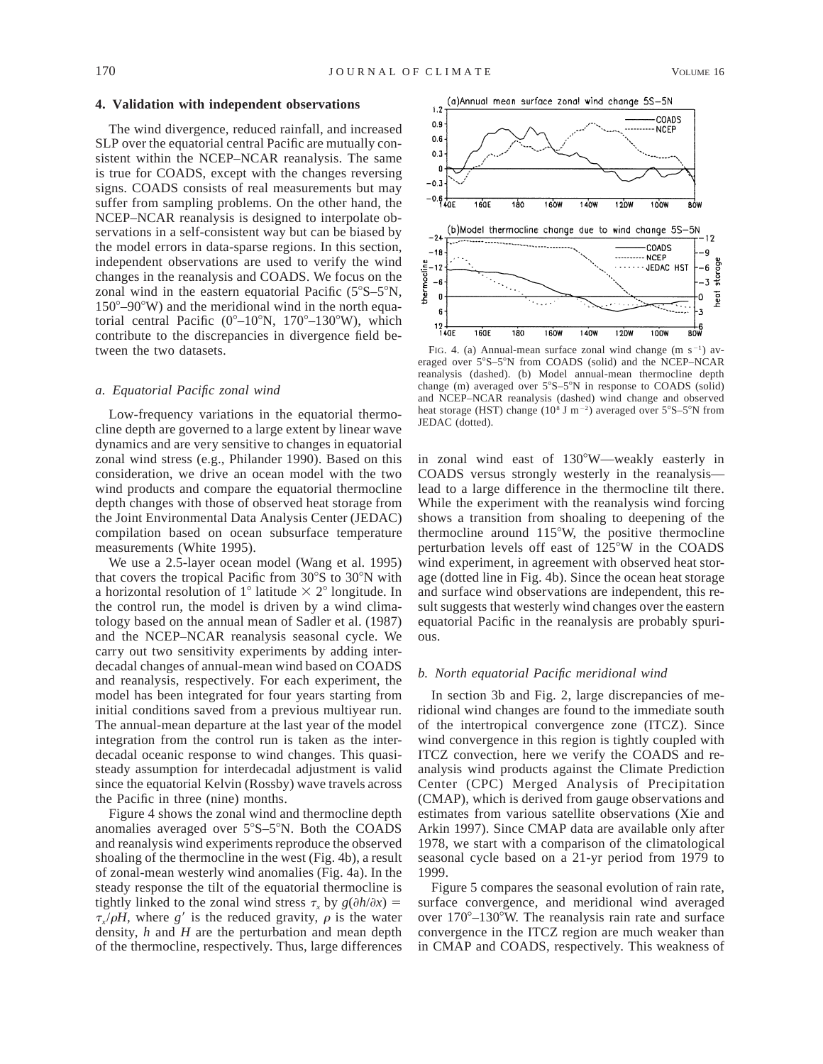## 4. Validation with independent observations

The wind divergence, reduced rainfall, and increased SLP over the equatorial central Pacific are mutually consistent within the NCEP–NCAR reanalysis. The same is true for COADS, except with the changes reversing signs. COADS consists of real measurements but may suffer from sampling problems. On the other hand, the NCEP–NCAR reanalysis is designed to interpolate observations in a self-consistent way but can be biased by the model errors in data-sparse regions. In this section, independent observations are used to verify the wind changes in the reanalysis and COADS. We focus on the zonal wind in the eastern equatorial Pacific (5°S–5°N, 150°–90°W) and the meridional wind in the north equatorial central Pacific (0°–10°N, 170°–130°W), which contribute to the discrepancies in divergence field between the two datasets.

### *a. Equatorial Pacific zonal wind*

Low-frequency variations in the equatorial thermocline depth are governed to a large extent by linear wave dynamics and are very sensitive to changes in equatorial zonal wind stress (e.g., Philander 1990). Based on this consideration, we drive an ocean model with the two wind products and compare the equatorial thermocline depth changes with those of observed heat storage from the Joint Environmental Data Analysis Center (JEDAC) compilation based on ocean subsurface temperature measurements (White 1995).

We use a 2.5-layer ocean model (Wang et al. 1995) that covers the tropical Pacific from 30°S to 30°N with a horizontal resolution of 1° latitude × 2° longitude. In the control run, the model is driven by a wind climatology based on the annual mean of Sadler et al. (1987) and the NCEP–NCAR reanalysis seasonal cycle. We carry out two sensitivity experiments by adding interdecadal changes of annual-mean wind based on COADS and reanalysis, respectively. For each experiment, the model has been integrated for four years starting from initial conditions saved from a previous multiyear run. The annual-mean departure at the last year of the model integration from the control run is taken as the interdecadal oceanic response to wind changes. This quasi-steady assumption for interdecadal adjustment is valid since the equatorial Kelvin (Rossby) wave travels across the Pacific in three (nine) months.

Figure 4 shows the zonal wind and thermocline depth anomalies averaged over 5°S–5°N. Both the COADS and reanalysis wind experiments reproduce the observed shoaling of the thermocline in the west (Fig. 4b), a result of zonal-mean westerly wind anomalies (Fig. 4a). In the steady response the tilt of the equatorial thermocline is tightly linked to the zonal wind stress $\tau_x$ by $g(\partial h/\partial x) = \tau_x/\rho H$, where $g'$ is the reduced gravity, $\rho$ is the water density, $h$ and $H$ are the perturbation and mean depth of the thermocline, respectively. Thus, large differences in zonal wind east of 130°W—weakly easterly in COADS versus strongly westerly in the reanalysis—lead to a large difference in the thermocline tilt there. While the experiment with the reanalysis wind forcing shows a transition from shoaling to deepening of the thermocline around 115°W, the positive thermocline perturbation levels off east of 125°W in the COADS wind experiment, in agreement with observed heat storage (dotted line in Fig. 4b). Since the ocean heat storage and surface wind observations are independent, this result suggests that westerly wind changes over the eastern equatorial Pacific in the reanalysis are probably spurious.

FIG. 4. (a) Annual-mean surface zonal wind change (m s$^{-1}$) averaged over 5°S–5°N from COADS (solid) and the NCEP–NCAR reanalysis (dashed). (b) Model annual-mean thermocline depth change (m) averaged over 5°S–5°N in response to COADS (solid) and NCEP–NCAR reanalysis (dashed) wind change and observed heat storage (HST) change ($10^8$ J m$^{-2}$) averaged over 5°S–5°N from JEDAC (dotted).

### *b. North equatorial Pacific meridional wind*

In section 3b and Fig. 2, large discrepancies of meridional wind changes are found to the immediate south of the intertropical convergence zone (ITCZ). Since wind convergence in this region is tightly coupled with ITCZ convection, here we verify the COADS and reanalysis wind products against the Climate Prediction Center (CPC) Merged Analysis of Precipitation (CMAP), which is derived from gauge observations and estimates from various satellite observations (Xie and Arkin 1997). Since CMAP data are available only after 1978, we start with a comparison of the climatological seasonal cycle based on a 21-yr period from 1979 to 1999.

Figure 5 compares the seasonal evolution of rain rate, surface convergence, and meridional wind averaged over 170°–130°W. The reanalysis rain rate and surface convergence in the ITCZ region are much weaker than in CMAP and COADS, respectively. This weakness of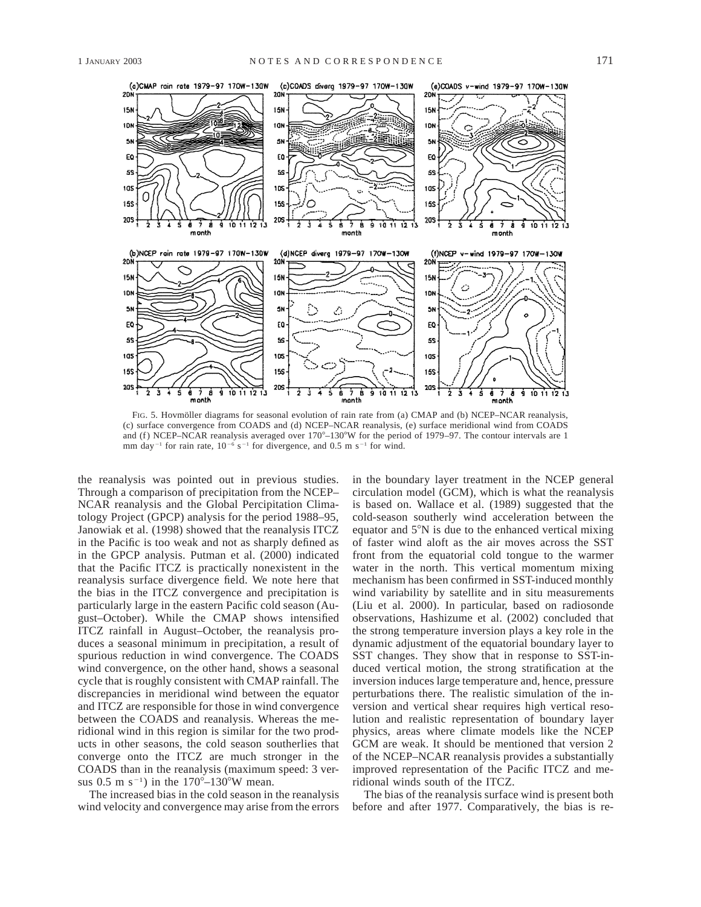FIG. 5. Hovmöller diagrams for seasonal evolution of rain rate from (a) CMAP and (b) NCEP–NCAR reanalysis, (c) surface convergence from COADS and (d) NCEP–NCAR reanalysis, (e) surface meridional wind from COADS and (f) NCEP–NCAR reanalysis averaged over 170°–130°W for the period of 1979–97. The contour intervals are 1 mm day$^{-1}$ for rain rate, $10^{-6}$ s$^{-1}$ for divergence, and 0.5 m s$^{-1}$ for wind.

the reanalysis was pointed out in previous studies. Through a comparison of precipitation from the NCEP–NCAR reanalysis and the Global Percipitation Climatology Project (GPCP) analysis for the period 1988–95, Janowiak et al. (1998) showed that the reanalysis ITCZ in the Pacific is too weak and not as sharply defined as in the GPCP analysis. Putman et al. (2000) indicated that the Pacific ITCZ is practically nonexistent in the reanalysis surface divergence field. We note here that the bias in the ITCZ convergence and precipitation is particularly large in the eastern Pacific cold season (August–October). While the CMAP shows intensified ITCZ rainfall in August–October, the reanalysis produces a seasonal minimum in precipitation, a result of spurious reduction in wind convergence. The COADS wind convergence, on the other hand, shows a seasonal cycle that is roughly consistent with CMAP rainfall. The discrepancies in meridional wind between the equator and ITCZ are responsible for those in wind convergence between the COADS and reanalysis. Whereas the meridional wind in this region is similar for the two products in other seasons, the cold season southerlies that converge onto the ITCZ are much stronger in the COADS than in the reanalysis (maximum speed: 3 versus 0.5 m s$^{-1}$) in the 170°–130°W mean.

The increased bias in the cold season in the reanalysis wind velocity and convergence may arise from the errors in the boundary layer treatment in the NCEP general circulation model (GCM), which is what the reanalysis is based on. Wallace et al. (1989) suggested that the cold-season southerly wind acceleration between the equator and 5°N is due to the enhanced vertical mixing of faster wind aloft as the air moves across the SST front from the equatorial cold tongue to the warmer water in the north. This vertical momentum mixing mechanism has been confirmed in SST-induced monthly wind variability by satellite and in situ measurements (Liu et al. 2000). In particular, based on radiosonde observations, Hashizume et al. (2002) concluded that the strong temperature inversion plays a key role in the dynamic adjustment of the equatorial boundary layer to SST changes. They show that in response to SST-induced vertical motion, the strong stratification at the inversion induces large temperature and, hence, pressure perturbations there. The realistic simulation of the inversion and vertical shear requires high vertical resolution and realistic representation of boundary layer physics, areas where climate models like the NCEP GCM are weak. It should be mentioned that version 2 of the NCEP–NCAR reanalysis provides a substantially improved representation of the Pacific ITCZ and meridional winds south of the ITCZ.

The bias of the reanalysis surface wind is present both before and after 1977. Comparatively, the bias is re-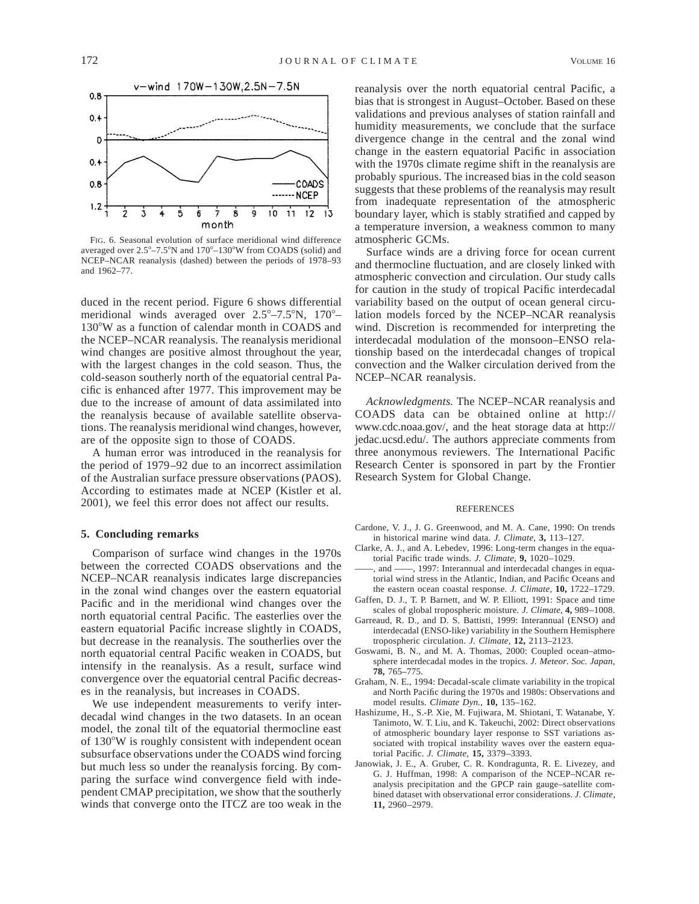FIG. 6. Seasonal evolution of surface meridional wind difference averaged over 2.5°–7.5°N and 170°–130°W from COADS (solid) and NCEP–NCAR reanalysis (dashed) between the periods of 1978–93 and 1962–77.

duced in the recent period. Figure 6 shows differential meridional winds averaged over 2.5°–7.5°N, 170°–130°W as a function of calendar month in COADS and the NCEP–NCAR reanalysis. The reanalysis meridional wind changes are positive almost throughout the year, with the largest changes in the cold season. Thus, the cold-season southerly north of the equatorial central Pacific is enhanced after 1977. This improvement may be due to the increase of amount of data assimilated into the reanalysis because of available satellite observations. The reanalysis meridional wind changes, however, are of the opposite sign to those of COADS.

A human error was introduced in the reanalysis for the period of 1979–92 due to an incorrect assimilation of the Australian surface pressure observations (PAOS). According to estimates made at NCEP (Kistler et al. 2001), we feel this error does not affect our results.

## 5. Concluding remarks

Comparison of surface wind changes in the 1970s between the corrected COADS observations and the NCEP–NCAR reanalysis indicates large discrepancies in the zonal wind changes over the eastern equatorial Pacific and in the meridional wind changes over the north equatorial central Pacific. The easterlies over the eastern equatorial Pacific increase slightly in COADS, but decrease in the reanalysis. The southerlies over the north equatorial central Pacific weaken in COADS, but intensify in the reanalysis. As a result, surface wind convergence over the equatorial central Pacific decreases in the reanalysis, but increases in COADS.

We use independent measurements to verify interdecadal wind changes in the two datasets. In an ocean model, the zonal tilt of the equatorial thermocline east of 130°W is roughly consistent with independent ocean subsurface observations under the COADS wind forcing but much less so under the reanalysis forcing. By comparing the surface wind convergence field with independent CMAP precipitation, we show that the southerly winds that converge onto the ITCZ are too weak in the reanalysis over the north equatorial central Pacific, a bias that is strongest in August–October. Based on these validations and previous analyses of station rainfall and humidity measurements, we conclude that the surface divergence change in the central and the zonal wind change in the eastern equatorial Pacific in association with the 1970s climate regime shift in the reanalysis are probably spurious. The increased bias in the cold season suggests that these problems of the reanalysis may result from inadequate representation of the atmospheric boundary layer, which is stably stratified and capped by a temperature inversion, a weakness common to many atmospheric GCMs.

Surface winds are a driving force for ocean current and thermocline fluctuation, and are closely linked with atmospheric convection and circulation. Our study calls for caution in the study of tropical Pacific interdecadal variability based on the output of ocean general circulation models forced by the NCEP–NCAR reanalysis wind. Discretion is recommended for interpreting the interdecadal modulation of the monsoon–ENSO relationship based on the interdecadal changes of tropical convection and the Walker circulation derived from the NCEP–NCAR reanalysis.

*Acknowledgments.* The NCEP–NCAR reanalysis and COADS data can be obtained online at http://www.cdc.noaa.gov/, and the heat storage data at http://jedac.ucsd.edu/. The authors appreciate comments from three anonymous reviewers. The International Pacific Research Center is sponsored in part by the Frontier Research System for Global Change.

### REFERENCES

Cardone, V. J., J. G. Greenwood, and M. A. Cane, 1990: On trends in historical marine wind data. *J. Climate,* **3,** 113–127.

Clarke, A. J., and A. Lebedev, 1996: Long-term changes in the equatorial Pacific trade winds. *J. Climate,* **9,** 1020–1029.

——, and ——, 1997: Interannual and interdecadal changes in equatorial wind stress in the Atlantic, Indian, and Pacific Oceans and the eastern ocean coastal response. *J. Climate,* **10,** 1722–1729.

Gaffen, D. J., T. P. Barnett, and W. P. Elliott, 1991: Space and time scales of global tropospheric moisture. *J. Climate,* **4,** 989–1008.

Garreaud, R. D., and D. S. Battisti, 1999: Interannual (ENSO) and interdecadal (ENSO-like) variability in the Southern Hemisphere tropospheric circulation. *J. Climate,* **12,** 2113–2123.

Goswami, B. N., and M. A. Thomas, 2000: Coupled ocean–atmosphere interdecadal modes in the tropics. *J. Meteor. Soc. Japan,* **78,** 765–775.

Graham, N. E., 1994: Decadal-scale climate variability in the tropical and North Pacific during the 1970s and 1980s: Observations and model results. *Climate Dyn.,* **10,** 135–162.

Hashizume, H., S.-P. Xie, M. Fujiwara, M. Shiotani, T. Watanabe, Y. Tanimoto, W. T. Liu, and K. Takeuchi, 2002: Direct observations of atmospheric boundary layer response to SST variations associated with tropical instability waves over the eastern equatorial Pacific. *J. Climate,* **15,** 3379–3393.

Janowiak, J. E., A. Gruber, C. R. Kondragunta, R. E. Livezey, and G. J. Huffman, 1998: A comparison of the NCEP–NCAR reanalysis precipitation and the GPCP rain gauge–satellite combined dataset with observational error considerations. *J. Climate,* **11,** 2960–2979.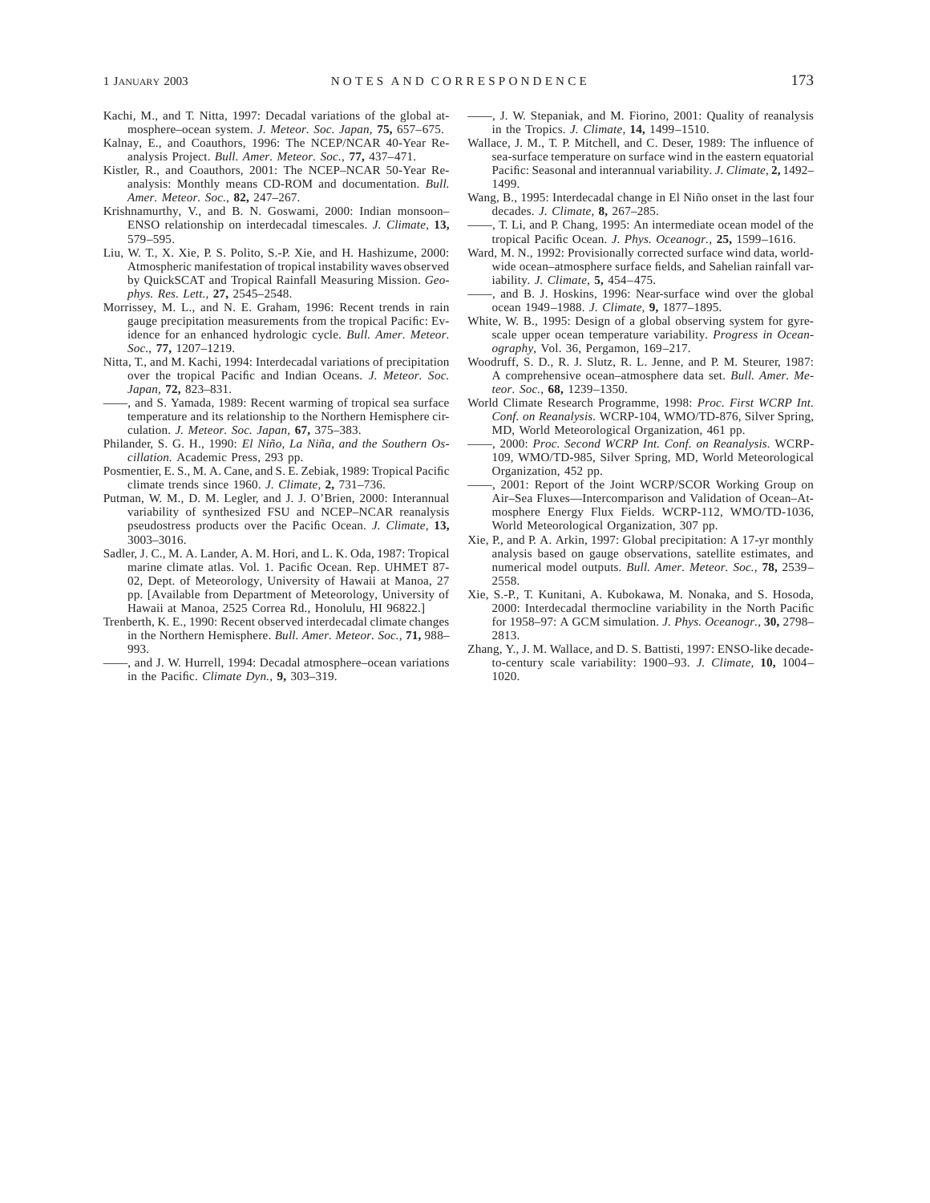Kachi, M., and T. Nitta, 1997: Decadal variations of the global atmosphere–ocean system. *J. Meteor. Soc. Japan,* **75,** 657–675.

Kalnay, E., and Coauthors, 1996: The NCEP/NCAR 40-Year Reanalysis Project. *Bull. Amer. Meteor. Soc.,* **77,** 437–471.

Kistler, R., and Coauthors, 2001: The NCEP–NCAR 50-Year Reanalysis: Monthly means CD-ROM and documentation. *Bull. Amer. Meteor. Soc.,* **82,** 247–267.

Krishnamurthy, V., and B. N. Goswami, 2000: Indian monsoon–ENSO relationship on interdecadal timescales. *J. Climate,* **13,** 579–595.

Liu, W. T., X. Xie, P. S. Polito, S.-P. Xie, and H. Hashizume, 2000: Atmospheric manifestation of tropical instability waves observed by QuickSCAT and Tropical Rainfall Measuring Mission. *Geophys. Res. Lett.,* **27,** 2545–2548.

Morrissey, M. L., and N. E. Graham, 1996: Recent trends in rain gauge precipitation measurements from the tropical Pacific: Evidence for an enhanced hydrologic cycle. *Bull. Amer. Meteor. Soc.,* **77,** 1207–1219.

Nitta, T., and M. Kachi, 1994: Interdecadal variations of precipitation over the tropical Pacific and Indian Oceans. *J. Meteor. Soc. Japan,* **72,** 823–831.

——, and S. Yamada, 1989: Recent warming of tropical sea surface temperature and its relationship to the Northern Hemisphere circulation. *J. Meteor. Soc. Japan,* **67,** 375–383.

Philander, S. G. H., 1990: *El Niño, La Niña, and the Southern Oscillation.* Academic Press, 293 pp.

Posmentier, E. S., M. A. Cane, and S. E. Zebiak, 1989: Tropical Pacific climate trends since 1960. *J. Climate,* **2,** 731–736.

Putman, W. M., D. M. Legler, and J. J. O'Brien, 2000: Interannual variability of synthesized FSU and NCEP–NCAR reanalysis pseudostress products over the Pacific Ocean. *J. Climate,* **13,** 3003–3016.

Sadler, J. C., M. A. Lander, A. M. Hori, and L. K. Oda, 1987: Tropical marine climate atlas. Vol. 1. Pacific Ocean. Rep. UHMET 87-02, Dept. of Meteorology, University of Hawaii at Manoa, 27 pp. [Available from Department of Meteorology, University of Hawaii at Manoa, 2525 Correa Rd., Honolulu, HI 96822.]

Trenberth, K. E., 1990: Recent observed interdecadal climate changes in the Northern Hemisphere. *Bull. Amer. Meteor. Soc.,* **71,** 988–993.

——, and J. W. Hurrell, 1994: Decadal atmosphere–ocean variations in the Pacific. *Climate Dyn.,* **9,** 303–319.

——, J. W. Stepaniak, and M. Fiorino, 2001: Quality of reanalysis in the Tropics. *J. Climate,* **14,** 1499–1510.

Wallace, J. M., T. P. Mitchell, and C. Deser, 1989: The influence of sea-surface temperature on surface wind in the eastern equatorial Pacific: Seasonal and interannual variability. *J. Climate,* **2,** 1492–1499.

Wang, B., 1995: Interdecadal change in El Niño onset in the last four decades. *J. Climate,* **8,** 267–285.

——, T. Li, and P. Chang, 1995: An intermediate ocean model of the tropical Pacific Ocean. *J. Phys. Oceanogr.,* **25,** 1599–1616.

Ward, M. N., 1992: Provisionally corrected surface wind data, worldwide ocean–atmosphere surface fields, and Sahelian rainfall variability. *J. Climate,* **5,** 454–475.

——, and B. J. Hoskins, 1996: Near-surface wind over the global ocean 1949–1988. *J. Climate,* **9,** 1877–1895.

White, W. B., 1995: Design of a global observing system for gyre-scale upper ocean temperature variability. *Progress in Oceanography,* Vol. 36, Pergamon, 169–217.

Woodruff, S. D., R. J. Slutz, R. L. Jenne, and P. M. Steurer, 1987: A comprehensive ocean–atmosphere data set. *Bull. Amer. Meteor. Soc.,* **68,** 1239–1350.

World Climate Research Programme, 1998: *Proc. First WCRP Int. Conf. on Reanalysis.* WCRP-104, WMO/TD-876, Silver Spring, MD, World Meteorological Organization, 461 pp.

——, 2000: *Proc. Second WCRP Int. Conf. on Reanalysis.* WCRP-109, WMO/TD-985, Silver Spring, MD, World Meteorological Organization, 452 pp.

——, 2001: Report of the Joint WCRP/SCOR Working Group on Air–Sea Fluxes—Intercomparison and Validation of Ocean–Atmosphere Energy Flux Fields. WCRP-112, WMO/TD-1036, World Meteorological Organization, 307 pp.

Xie, P., and P. A. Arkin, 1997: Global precipitation: A 17-yr monthly analysis based on gauge observations, satellite estimates, and numerical model outputs. *Bull. Amer. Meteor. Soc.,* **78,** 2539–2558.

Xie, S.-P., T. Kunitani, A. Kubokawa, M. Nonaka, and S. Hosoda, 2000: Interdecadal thermocline variability in the North Pacific for 1958–97: A GCM simulation. *J. Phys. Oceanogr.,* **30,** 2798–2813.

Zhang, Y., J. M. Wallace, and D. S. Battisti, 1997: ENSO-like decade-to-century scale variability: 1900–93. *J. Climate,* **10,** 1004–1020.